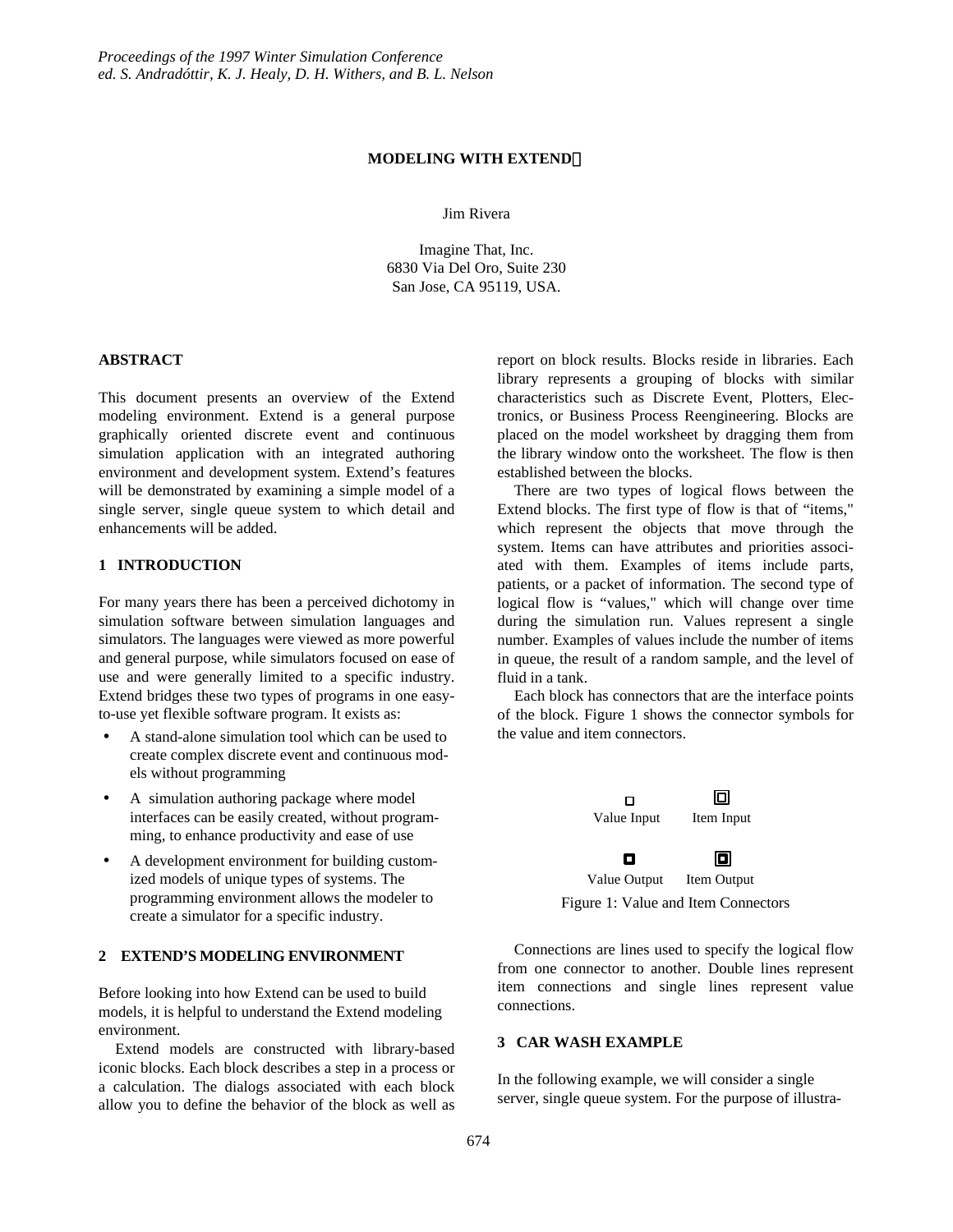*Proceedings of the 1997 Winter Simulation Conference*
*ed. S. Andradóttir, K. J. Healy, D. H. Withers, and B. L. Nelson*

# MODELING WITH EXTEND

Jim Rivera

Imagine That, Inc.
6830 Via Del Oro, Suite 230
San Jose, CA 95119, USA.

## ABSTRACT

This document presents an overview of the Extend modeling environment. Extend is a general purpose graphically oriented discrete event and continuous simulation application with an integrated authoring environment and development system. Extend's features will be demonstrated by examining a simple model of a single server, single queue system to which detail and enhancements will be added.

## 1 INTRODUCTION

For many years there has been a perceived dichotomy in simulation software between simulation languages and simulators. The languages were viewed as more powerful and general purpose, while simulators focused on ease of use and were generally limited to a specific industry. Extend bridges these two types of programs in one easy-to-use yet flexible software program. It exists as:

- A stand-alone simulation tool which can be used to create complex discrete event and continuous models without programming
- A simulation authoring package where model interfaces can be easily created, without programming, to enhance productivity and ease of use
- A development environment for building customized models of unique types of systems. The programming environment allows the modeler to create a simulator for a specific industry.

## 2 EXTEND'S MODELING ENVIRONMENT

Before looking into how Extend can be used to build models, it is helpful to understand the Extend modeling environment.

Extend models are constructed with library-based iconic blocks. Each block describes a step in a process or a calculation. The dialogs associated with each block allow you to define the behavior of the block as well as report on block results. Blocks reside in libraries. Each library represents a grouping of blocks with similar characteristics such as Discrete Event, Plotters, Electronics, or Business Process Reengineering. Blocks are placed on the model worksheet by dragging them from the library window onto the worksheet. The flow is then established between the blocks.

There are two types of logical flows between the Extend blocks. The first type of flow is that of "items," which represent the objects that move through the system. Items can have attributes and priorities associated with them. Examples of items include parts, patients, or a packet of information. The second type of logical flow is "values," which will change over time during the simulation run. Values represent a single number. Examples of values include the number of items in queue, the result of a random sample, and the level of fluid in a tank.

Each block has connectors that are the interface points of the block. Figure 1 shows the connector symbols for the value and item connectors.

Value Input
Item Input
Value Output
Item Output

Figure 1: Value and Item Connectors

Connections are lines used to specify the logical flow from one connector to another. Double lines represent item connections and single lines represent value connections.

## 3 CAR WASH EXAMPLE

In the following example, we will consider a single server, single queue system. For the purpose of illustra-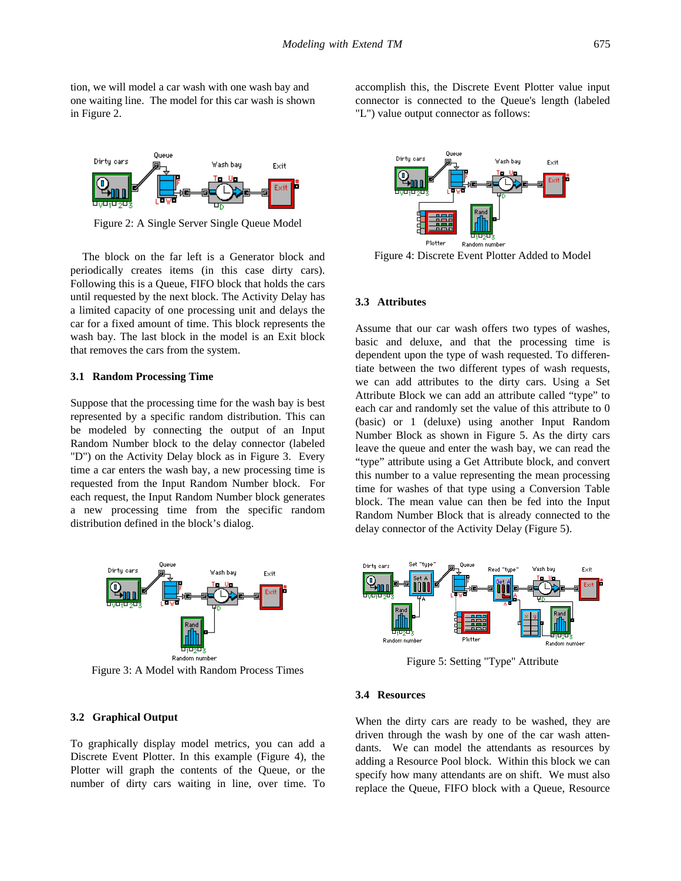tion, we will model a car wash with one wash bay and one waiting line. The model for this car wash is shown in Figure 2.

Figure 2: A Single Server Single Queue Model

The block on the far left is a Generator block and periodically creates items (in this case dirty cars). Following this is a Queue, FIFO block that holds the cars until requested by the next block. The Activity Delay has a limited capacity of one processing unit and delays the car for a fixed amount of time. This block represents the wash bay. The last block in the model is an Exit block that removes the cars from the system.

### 3.1 Random Processing Time

Suppose that the processing time for the wash bay is best represented by a specific random distribution. This can be modeled by connecting the output of an Input Random Number block to the delay connector (labeled "D") on the Activity Delay block as in Figure 3. Every time a car enters the wash bay, a new processing time is requested from the Input Random Number block. For each request, the Input Random Number block generates a new processing time from the specific random distribution defined in the block's dialog.

Figure 3: A Model with Random Process Times

### 3.2 Graphical Output

To graphically display model metrics, you can add a Discrete Event Plotter. In this example (Figure 4), the Plotter will graph the contents of the Queue, or the number of dirty cars waiting in line, over time. To accomplish this, the Discrete Event Plotter value input connector is connected to the Queue's length (labeled "L") value output connector as follows:

Figure 4: Discrete Event Plotter Added to Model

### 3.3 Attributes

Assume that our car wash offers two types of washes, basic and deluxe, and that the processing time is dependent upon the type of wash requested. To differentiate between the two different types of wash requests, we can add attributes to the dirty cars. Using a Set Attribute Block we can add an attribute called "type" to each car and randomly set the value of this attribute to 0 (basic) or 1 (deluxe) using another Input Random Number Block as shown in Figure 5. As the dirty cars leave the queue and enter the wash bay, we can read the "type" attribute using a Get Attribute block, and convert this number to a value representing the mean processing time for washes of that type using a Conversion Table block. The mean value can then be fed into the Input Random Number Block that is already connected to the delay connector of the Activity Delay (Figure 5).

Figure 5: Setting "Type" Attribute

### 3.4 Resources

When the dirty cars are ready to be washed, they are driven through the wash by one of the car wash attendants. We can model the attendants as resources by adding a Resource Pool block. Within this block we can specify how many attendants are on shift. We must also replace the Queue, FIFO block with a Queue, Resource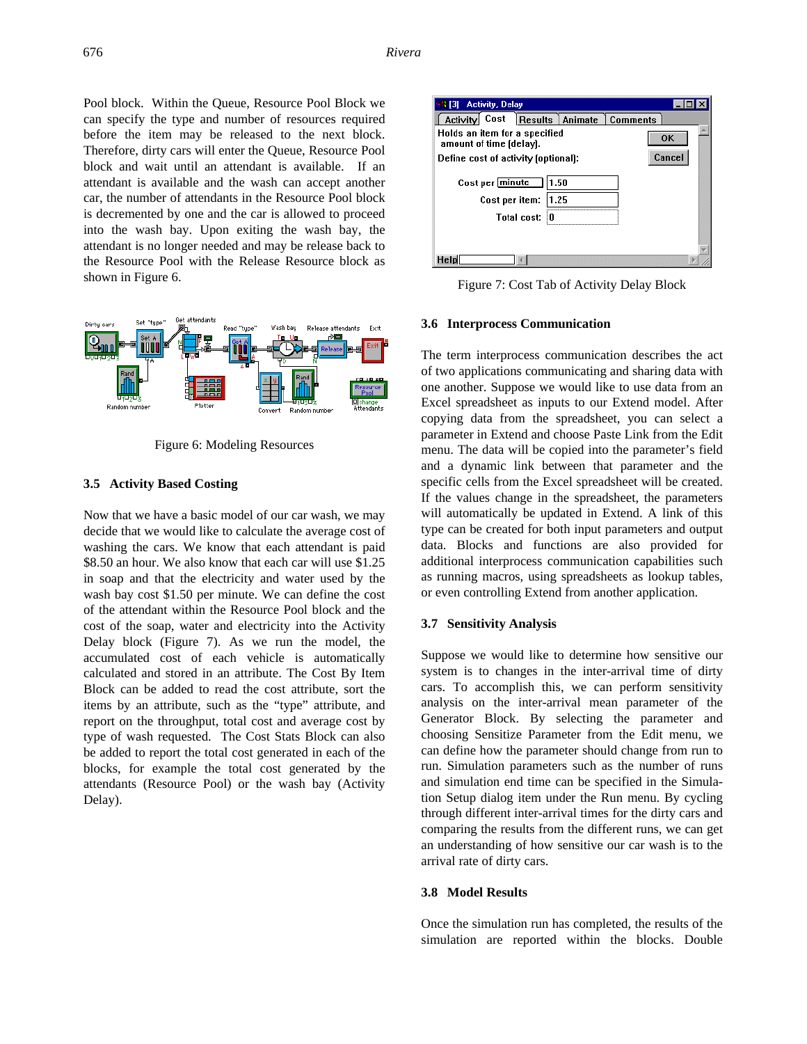Pool block. Within the Queue, Resource Pool Block we can specify the type and number of resources required before the item may be released to the next block. Therefore, dirty cars will enter the Queue, Resource Pool block and wait until an attendant is available. If an attendant is available and the wash can accept another car, the number of attendants in the Resource Pool block is decremented by one and the car is allowed to proceed into the wash bay. Upon exiting the wash bay, the attendant is no longer needed and may be release back to the Resource Pool with the Release Resource block as shown in Figure 6.

Figure 6: Modeling Resources

### 3.5 Activity Based Costing

Now that we have a basic model of our car wash, we may decide that we would like to calculate the average cost of washing the cars. We know that each attendant is paid $8.50 an hour. We also know that each car will use $1.25 in soap and that the electricity and water used by the wash bay cost $1.50 per minute. We can define the cost of the attendant within the Resource Pool block and the cost of the soap, water and electricity into the Activity Delay block (Figure 7). As we run the model, the accumulated cost of each vehicle is automatically calculated and stored in an attribute. The Cost By Item Block can be added to read the cost attribute, sort the items by an attribute, such as the "type" attribute, and report on the throughput, total cost and average cost by type of wash requested. The Cost Stats Block can also be added to report the total cost generated in each of the blocks, for example the total cost generated by the attendants (Resource Pool) or the wash bay (Activity Delay).

Figure 7: Cost Tab of Activity Delay Block

### 3.6 Interprocess Communication

The term interprocess communication describes the act of two applications communicating and sharing data with one another. Suppose we would like to use data from an Excel spreadsheet as inputs to our Extend model. After copying data from the spreadsheet, you can select a parameter in Extend and choose Paste Link from the Edit menu. The data will be copied into the parameter's field and a dynamic link between that parameter and the specific cells from the Excel spreadsheet will be created. If the values change in the spreadsheet, the parameters will automatically be updated in Extend. A link of this type can be created for both input parameters and output data. Blocks and functions are also provided for additional interprocess communication capabilities such as running macros, using spreadsheets as lookup tables, or even controlling Extend from another application.

### 3.7 Sensitivity Analysis

Suppose we would like to determine how sensitive our system is to changes in the inter-arrival time of dirty cars. To accomplish this, we can perform sensitivity analysis on the inter-arrival mean parameter of the Generator Block. By selecting the parameter and choosing Sensitize Parameter from the Edit menu, we can define how the parameter should change from run to run. Simulation parameters such as the number of runs and simulation end time can be specified in the Simulation Setup dialog item under the Run menu. By cycling through different inter-arrival times for the dirty cars and comparing the results from the different runs, we can get an understanding of how sensitive our car wash is to the arrival rate of dirty cars.

### 3.8 Model Results

Once the simulation run has completed, the results of the simulation are reported within the blocks. Double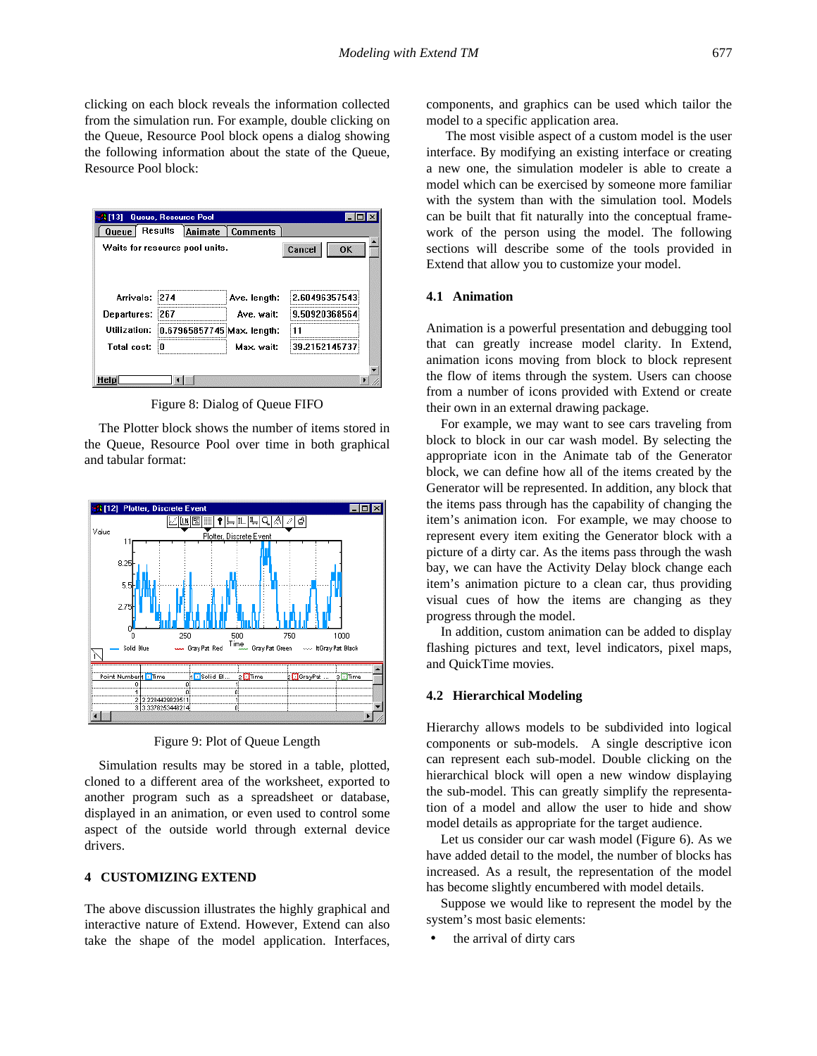clicking on each block reveals the information collected from the simulation run. For example, double clicking on the Queue, Resource Pool block opens a dialog showing the following information about the state of the Queue, Resource Pool block:

[13] Queue, Resource Pool

Queue | Results | Animate | Comments

Waits for resource pool units.

Cancel OK

Arrivals: 274
Ave. length: 2.60496357543
Departures: 267
Ave. wait: 9.50920368564
Utilization: 0.67965857745
Max. length: 11
Total cost: 0
Max. wait: 39.2152145737

Help

Figure 8: Dialog of Queue FIFO

The Plotter block shows the number of items stored in the Queue, Resource Pool over time in both graphical and tabular format:

[12] Plotter, Discrete Event

Plotter, Discrete Event

Value

11
8.25
5.5
2.75
0

0
250
500
750
1000

Time

Solid Blue
Gray Pat Red
Gray Pat Green
ltGray Pat Black

Point Number | Time | Solid Bl... | Time | GrayPat ... | Time

0 0
1 0
2 2.2384425829511 1
3 3.3378253448214 0

Figure 9: Plot of Queue Length

Simulation results may be stored in a table, plotted, cloned to a different area of the worksheet, exported to another program such as a spreadsheet or database, displayed in an animation, or even used to control some aspect of the outside world through external device drivers.

## 4 CUSTOMIZING EXTEND

The above discussion illustrates the highly graphical and interactive nature of Extend. However, Extend can also take the shape of the model application. Interfaces, components, and graphics can be used which tailor the model to a specific application area.

The most visible aspect of a custom model is the user interface. By modifying an existing interface or creating a new one, the simulation modeler is able to create a model which can be exercised by someone more familiar with the system than with the simulation tool. Models can be built that fit naturally into the conceptual framework of the person using the model. The following sections will describe some of the tools provided in Extend that allow you to customize your model.

### 4.1 Animation

Animation is a powerful presentation and debugging tool that can greatly increase model clarity. In Extend, animation icons moving from block to block represent the flow of items through the system. Users can choose from a number of icons provided with Extend or create their own in an external drawing package.

For example, we may want to see cars traveling from block to block in our car wash model. By selecting the appropriate icon in the Animate tab of the Generator block, we can define how all of the items created by the Generator will be represented. In addition, any block that the items pass through has the capability of changing the item's animation icon. For example, we may choose to represent every item exiting the Generator block with a picture of a dirty car. As the items pass through the wash bay, we can have the Activity Delay block change each item's animation picture to a clean car, thus providing visual cues of how the items are changing as they progress through the model.

In addition, custom animation can be added to display flashing pictures and text, level indicators, pixel maps, and QuickTime movies.

### 4.2 Hierarchical Modeling

Hierarchy allows models to be subdivided into logical components or sub-models. A single descriptive icon can represent each sub-model. Double clicking on the hierarchical block will open a new window displaying the sub-model. This can greatly simplify the representation of a model and allow the user to hide and show model details as appropriate for the target audience.

Let us consider our car wash model (Figure 6). As we have added detail to the model, the number of blocks has increased. As a result, the representation of the model has become slightly encumbered with model details.

Suppose we would like to represent the model by the system's most basic elements:

- the arrival of dirty cars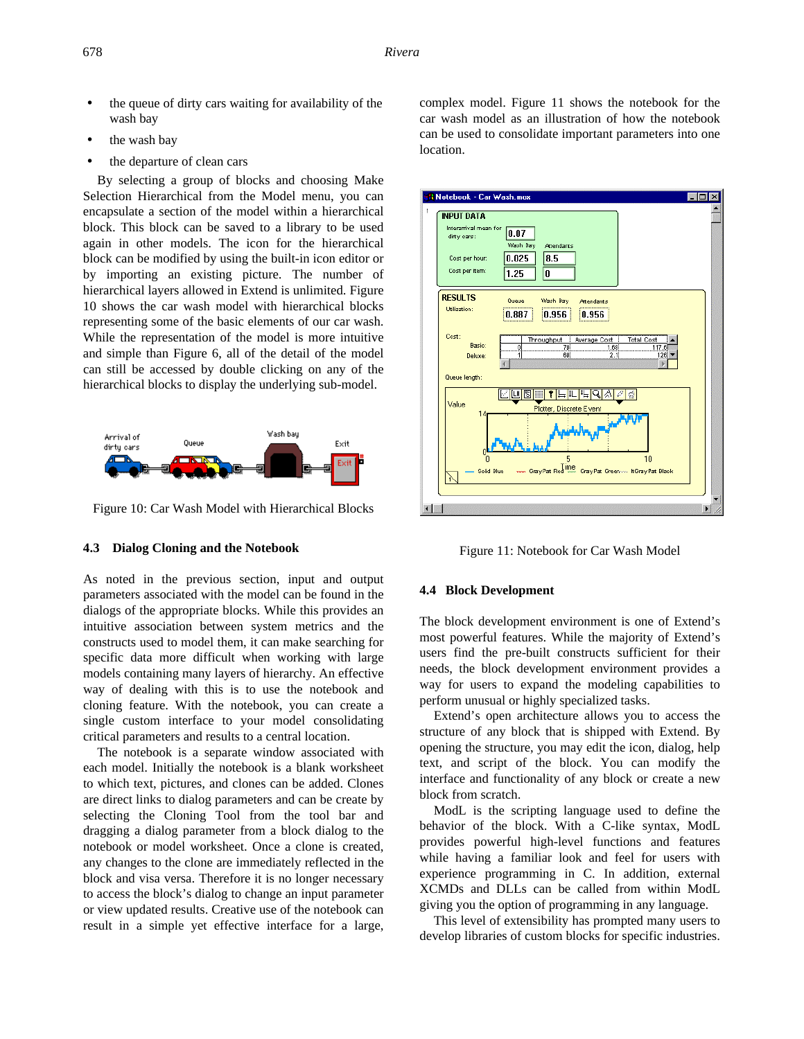- the queue of dirty cars waiting for availability of the wash bay
- the wash bay
- the departure of clean cars

By selecting a group of blocks and choosing Make Selection Hierarchical from the Model menu, you can encapsulate a section of the model within a hierarchical block. This block can be saved to a library to be used again in other models. The icon for the hierarchical block can be modified by using the built-in icon editor or by importing an existing picture. The number of hierarchical layers allowed in Extend is unlimited. Figure 10 shows the car wash model with hierarchical blocks representing some of the basic elements of our car wash. While the representation of the model is more intuitive and simple than Figure 6, all of the detail of the model can still be accessed by double clicking on any of the hierarchical blocks to display the underlying sub-model.

Figure 10: Car Wash Model with Hierarchical Blocks

### 4.3 Dialog Cloning and the Notebook

As noted in the previous section, input and output parameters associated with the model can be found in the dialogs of the appropriate blocks. While this provides an intuitive association between system metrics and the constructs used to model them, it can make searching for specific data more difficult when working with large models containing many layers of hierarchy. An effective way of dealing with this is to use the notebook and cloning feature. With the notebook, you can create a single custom interface to your model consolidating critical parameters and results to a central location.

The notebook is a separate window associated with each model. Initially the notebook is a blank worksheet to which text, pictures, and clones can be added. Clones are direct links to dialog parameters and can be create by selecting the Cloning Tool from the tool bar and dragging a dialog parameter from a block dialog to the notebook or model worksheet. Once a clone is created, any changes to the clone are immediately reflected in the block and visa versa. Therefore it is no longer necessary to access the block's dialog to change an input parameter or view updated results. Creative use of the notebook can result in a simple yet effective interface for a large, complex model. Figure 11 shows the notebook for the car wash model as an illustration of how the notebook can be used to consolidate important parameters into one location.

Figure 11: Notebook for Car Wash Model

### 4.4 Block Development

The block development environment is one of Extend's most powerful features. While the majority of Extend's users find the pre-built constructs sufficient for their needs, the block development environment provides a way for users to expand the modeling capabilities to perform unusual or highly specialized tasks.

Extend's open architecture allows you to access the structure of any block that is shipped with Extend. By opening the structure, you may edit the icon, dialog, help text, and script of the block. You can modify the interface and functionality of any block or create a new block from scratch.

ModL is the scripting language used to define the behavior of the block. With a C-like syntax, ModL provides powerful high-level functions and features while having a familiar look and feel for users with experience programming in C. In addition, external XCMDs and DLLs can be called from within ModL giving you the option of programming in any language.

This level of extensibility has prompted many users to develop libraries of custom blocks for specific industries.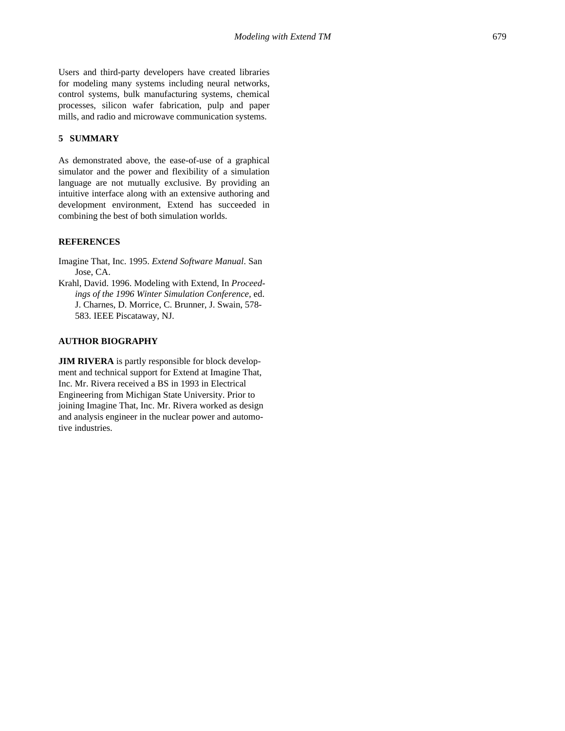Users and third-party developers have created libraries for modeling many systems including neural networks, control systems, bulk manufacturing systems, chemical processes, silicon wafer fabrication, pulp and paper mills, and radio and microwave communication systems.

## 5 SUMMARY

As demonstrated above, the ease-of-use of a graphical simulator and the power and flexibility of a simulation language are not mutually exclusive. By providing an intuitive interface along with an extensive authoring and development environment, Extend has succeeded in combining the best of both simulation worlds.

## REFERENCES

Imagine That, Inc. 1995. *Extend Software Manual*. San Jose, CA.

Krahl, David. 1996. Modeling with Extend, In *Proceedings of the 1996 Winter Simulation Conference*, ed. J. Charnes, D. Morrice, C. Brunner, J. Swain, 578-583. IEEE Piscataway, NJ.

## AUTHOR BIOGRAPHY

**JIM RIVERA** is partly responsible for block development and technical support for Extend at Imagine That, Inc. Mr. Rivera received a BS in 1993 in Electrical Engineering from Michigan State University. Prior to joining Imagine That, Inc. Mr. Rivera worked as design and analysis engineer in the nuclear power and automotive industries.